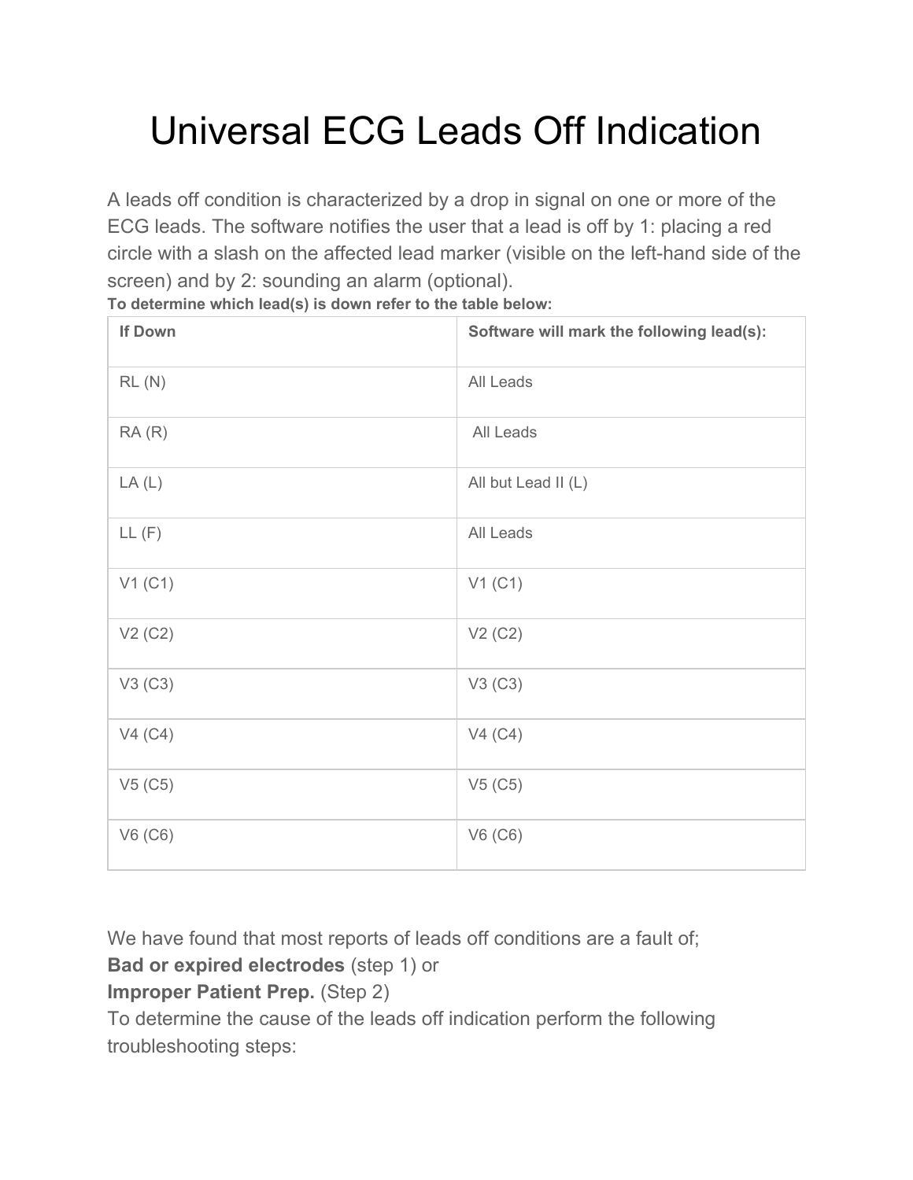# Universal ECG Leads Off Indication

A leads off condition is characterized by a drop in signal on one or more of the ECG leads. The software notifies the user that a lead is off by 1: placing a red circle with a slash on the affected lead marker (visible on the left-hand side of the screen) and by 2: sounding an alarm (optional).

**To determine which lead(s) is down refer to the table below:**

| **If Down** | **Software will mark the following lead(s):** |
|---|---|
| RL (N) | All Leads |
| RA (R) | All Leads |
| LA (L) | All but Lead II (L) |
| LL (F) | All Leads |
| V1 (C1) | V1 (C1) |
| V2 (C2) | V2 (C2) |
| V3 (C3) | V3 (C3) |
| V4 (C4) | V4 (C4) |
| V5 (C5) | V5 (C5) |
| V6 (C6) | V6 (C6) |

We have found that most reports of leads off conditions are a fault of;
**Bad or expired electrodes** (step 1) or
**Improper Patient Prep.** (Step 2)
To determine the cause of the leads off indication perform the following troubleshooting steps: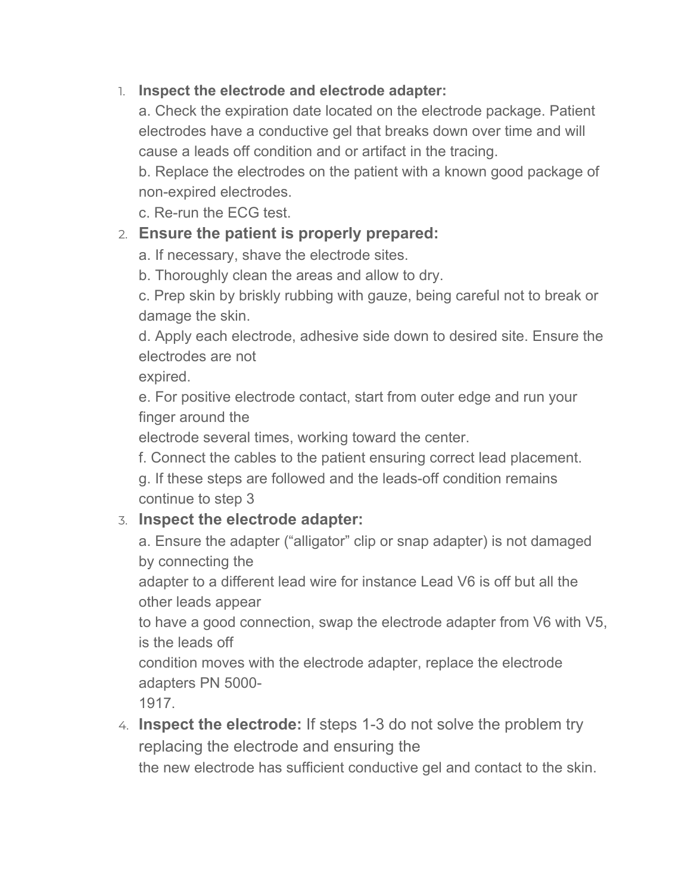1. **Inspect the electrode and electrode adapter:**
   a. Check the expiration date located on the electrode package. Patient electrodes have a conductive gel that breaks down over time and will cause a leads off condition and or artifact in the tracing.
   b. Replace the electrodes on the patient with a known good package of non-expired electrodes.
   c. Re-run the ECG test.
2. **Ensure the patient is properly prepared:**
   a. If necessary, shave the electrode sites.
   b. Thoroughly clean the areas and allow to dry.
   c. Prep skin by briskly rubbing with gauze, being careful not to break or damage the skin.
   d. Apply each electrode, adhesive side down to desired site. Ensure the electrodes are not expired.
   e. For positive electrode contact, start from outer edge and run your finger around the electrode several times, working toward the center.
   f. Connect the cables to the patient ensuring correct lead placement.
   g. If these steps are followed and the leads-off condition remains continue to step 3
3. **Inspect the electrode adapter:**
   a. Ensure the adapter ("alligator" clip or snap adapter) is not damaged by connecting the adapter to a different lead wire for instance Lead V6 is off but all the other leads appear to have a good connection, swap the electrode adapter from V6 with V5, is the leads off condition moves with the electrode adapter, replace the electrode adapters PN 5000-1917.
4. **Inspect the electrode:** If steps 1-3 do not solve the problem try replacing the electrode and ensuring the the new electrode has sufficient conductive gel and contact to the skin.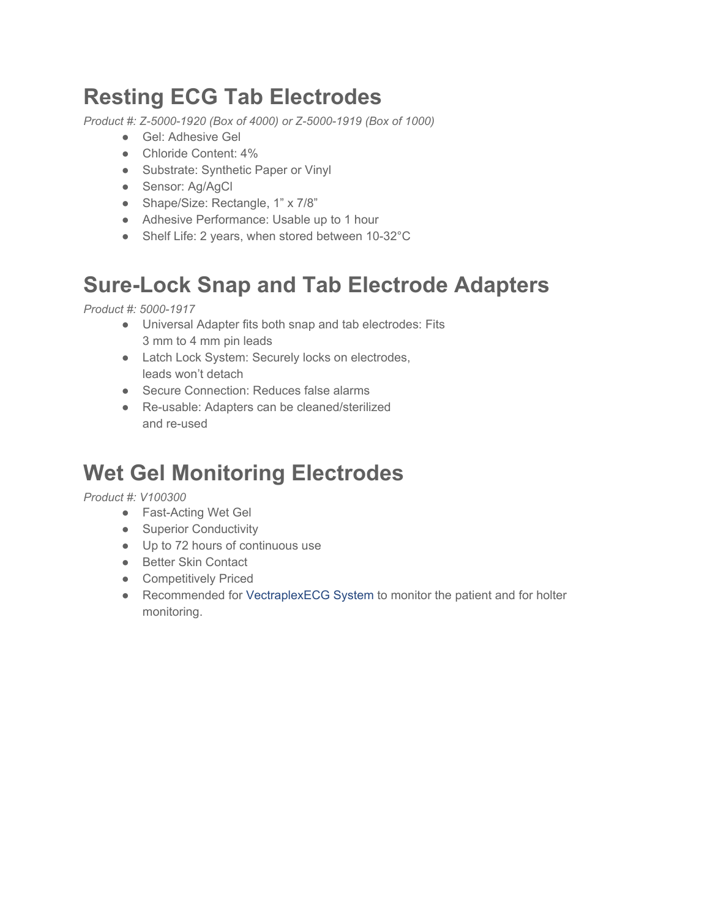## Resting ECG Tab Electrodes

*Product #: Z-5000-1920 (Box of 4000) or Z-5000-1919 (Box of 1000)*

- Gel: Adhesive Gel
- Chloride Content: 4%
- Substrate: Synthetic Paper or Vinyl
- Sensor: Ag/AgCl
- Shape/Size: Rectangle, 1" x 7/8"
- Adhesive Performance: Usable up to 1 hour
- Shelf Life: 2 years, when stored between 10-32°C

## Sure-Lock Snap and Tab Electrode Adapters

*Product #: 5000-1917*

- Universal Adapter fits both snap and tab electrodes: Fits 3 mm to 4 mm pin leads
- Latch Lock System: Securely locks on electrodes, leads won't detach
- Secure Connection: Reduces false alarms
- Re-usable: Adapters can be cleaned/sterilized and re-used

## Wet Gel Monitoring Electrodes

*Product #: V100300*

- Fast-Acting Wet Gel
- Superior Conductivity
- Up to 72 hours of continuous use
- Better Skin Contact
- Competitively Priced
- Recommended for VectraplexECG System to monitor the patient and for holter monitoring.